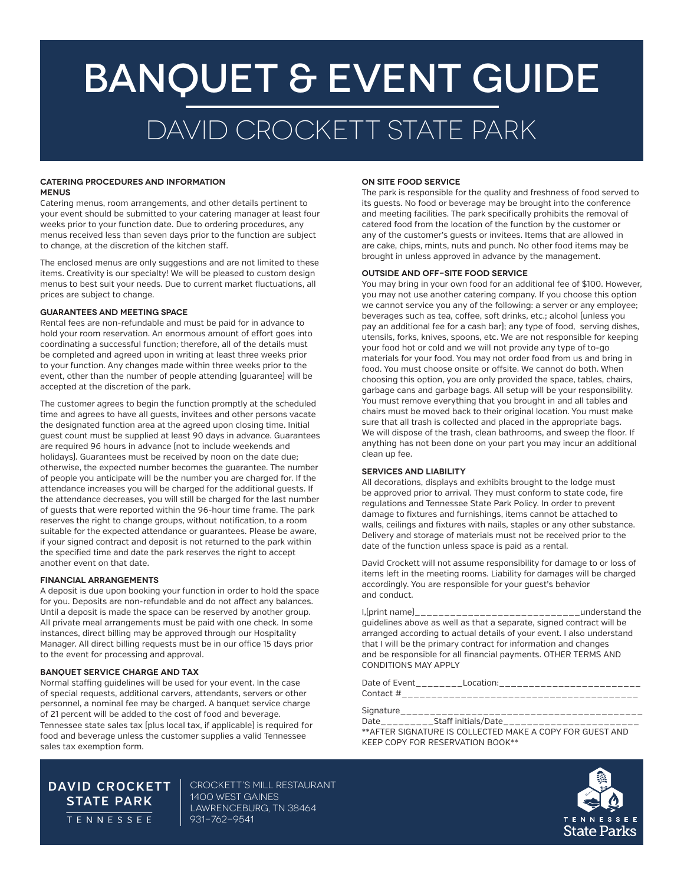# BANQUET & EVENT GUIDE

## DAVID CROCKETT STATE PARK

### CATERING PROCEDURES AND INFORMATION

#### MENUS

Catering menus, room arrangements, and other details pertinent to your event should be submitted to your catering manager at least four weeks prior to your function date. Due to ordering procedures, any menus received less than seven days prior to the function are subject to change, at the discretion of the kitchen staff.

The enclosed menus are only suggestions and are not limited to these items. Creativity is our specialty! We will be pleased to custom design menus to best suit your needs. Due to current market fluctuations, all prices are subject to change.

#### GUARANTEES AND MEETING SPACE

Rental fees are non-refundable and must be paid for in advance to hold your room reservation. An enormous amount of effort goes into coordinating a successful function; therefore, all of the details must be completed and agreed upon in writing at least three weeks prior to your function. Any changes made within three weeks prior to the event, other than the number of people attending (guarantee) will be accepted at the discretion of the park.

The customer agrees to begin the function promptly at the scheduled time and agrees to have all guests, invitees and other persons vacate the designated function area at the agreed upon closing time. Initial guest count must be supplied at least 90 days in advance. Guarantees are required 96 hours in advance (not to include weekends and holidays). Guarantees must be received by noon on the date due; otherwise, the expected number becomes the guarantee. The number of people you anticipate will be the number you are charged for. If the attendance increases you will be charged for the additional guests. If the attendance decreases, you will still be charged for the last number of guests that were reported within the 96-hour time frame. The park reserves the right to change groups, without notification, to a room suitable for the expected attendance or guarantees. Please be aware, if your signed contract and deposit is not returned to the park within the specified time and date the park reserves the right to accept another event on that date.

#### FINANCIAL ARRANGEMENTS

A deposit is due upon booking your function in order to hold the space for you. Deposits are non-refundable and do not affect any balances. Until a deposit is made the space can be reserved by another group. All private meal arrangements must be paid with one check. In some instances, direct billing may be approved through our Hospitality Manager. All direct billing requests must be in our office 15 days prior to the event for processing and approval.

#### BANQUET SERVICE CHARGE AND TAX

Normal staffing guidelines will be used for your event. In the case of special requests, additional carvers, attendants, servers or other personnel, a nominal fee may be charged. A banquet service charge of 21 percent will be added to the cost of food and beverage. Tennessee state sales tax (plus local tax, if applicable) is required for food and beverage unless the customer supplies a valid Tennessee sales tax exemption form.

#### ON SITE FOOD SERVICE

The park is responsible for the quality and freshness of food served to its guests. No food or beverage may be brought into the conference and meeting facilities. The park specifically prohibits the removal of catered food from the location of the function by the customer or any of the customer's guests or invitees. Items that are allowed in are cake, chips, mints, nuts and punch. No other food items may be brought in unless approved in advance by the management.

#### OUTSIDE AND OFF-SITE FOOD SERVICE

You may bring in your own food for an additional fee of $100. However, you may not use another catering company. If you choose this option we cannot service you any of the following: a server or any employee; beverages such as tea, coffee, soft drinks, etc.; alcohol (unless you pay an additional fee for a cash bar); any type of food, serving dishes, utensils, forks, knives, spoons, etc. We are not responsible for keeping your food hot or cold and we will not provide any type of to-go materials for your food. You may not order food from us and bring in food. You must choose onsite or offsite. We cannot do both. When choosing this option, you are only provided the space, tables, chairs, garbage cans and garbage bags. All setup will be your responsibility. You must remove everything that you brought in and all tables and chairs must be moved back to their original location. You must make sure that all trash is collected and placed in the appropriate bags. We will dispose of the trash, clean bathrooms, and sweep the floor. If anything has not been done on your part you may incur an additional clean up fee.

#### SERVICES AND LIABILITY

All decorations, displays and exhibits brought to the lodge must be approved prior to arrival. They must conform to state code, fire regulations and Tennessee State Park Policy. In order to prevent damage to fixtures and furnishings, items cannot be attached to walls, ceilings and fixtures with nails, staples or any other substance. Delivery and storage of materials must not be received prior to the date of the function unless space is paid as a rental.

David Crockett will not assume responsibility for damage to or loss of items left in the meeting rooms. Liability for damages will be charged accordingly. You are responsible for your guest's behavior and conduct.

I,(print name)___________________________understand the guidelines above as well as that a separate, signed contract will be arranged according to actual details of your event. I also understand that I will be the primary contract for information and changes and be responsible for all financial payments. OTHER TERMS AND CONDITIONS MAY APPLY

Date of Event________Location:_______________________
Contact #_______________________________________

Signature_______________________________________
Date_________Staff initials/Date_____________________
**AFTER SIGNATURE IS COLLECTED MAKE A COPY FOR GUEST AND KEEP COPY FOR RESERVATION BOOK**

DAVID CROCKETT STATE PARK
TENNESSEE

CROCKETT'S MILL RESTAURANT
1400 WEST GAINES
LAWRENCEBURG, TN 38464
931-762-9541

TENNESSEE State Parks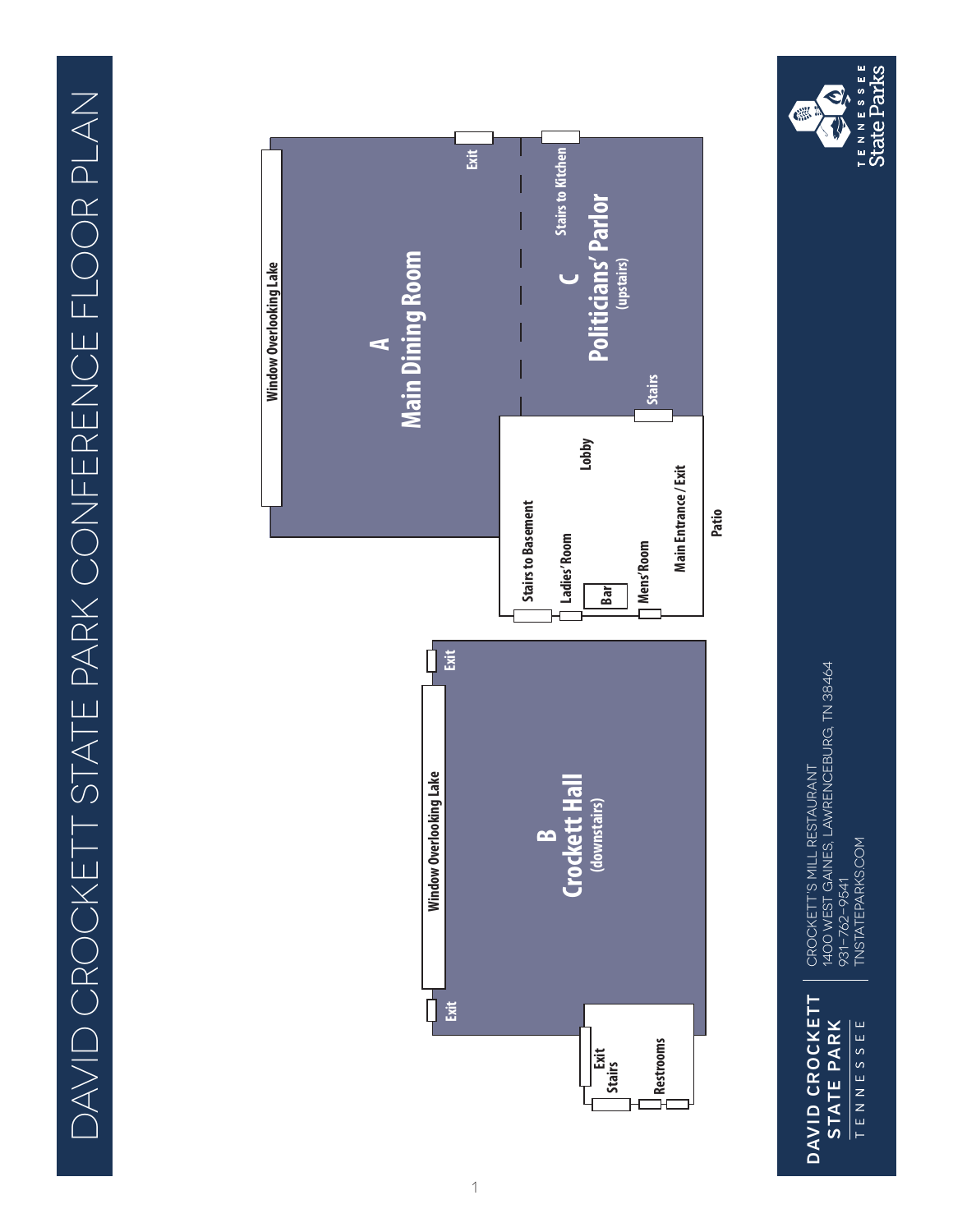# DAVID CROCKETT STATE PARK CONFERENCE FLOOR PLAN

Window Overlooking Lake

Exit

**A**
**Main Dining Room**

Stairs to Kitchen

**C**
**Politicians' Parlor**
(upstairs)

Stairs

Lobby

Stairs to Basement

Ladies' Room

Bar

Mens' Room

Main Entrance / Exit

Patio

Window Overlooking Lake

Exit

**B**
**Crockett Hall**
(downstairs)

Exit

Exit

Stairs

Restrooms

**DAVID CROCKETT STATE PARK**
TENNESSEE

CROCKETT'S MILL RESTAURANT
1400 WEST GAINES, LAWRENCEBURG, TN 38464
931-762-9541
TNSTATEPARKS.COM

TENNESSEE State Parks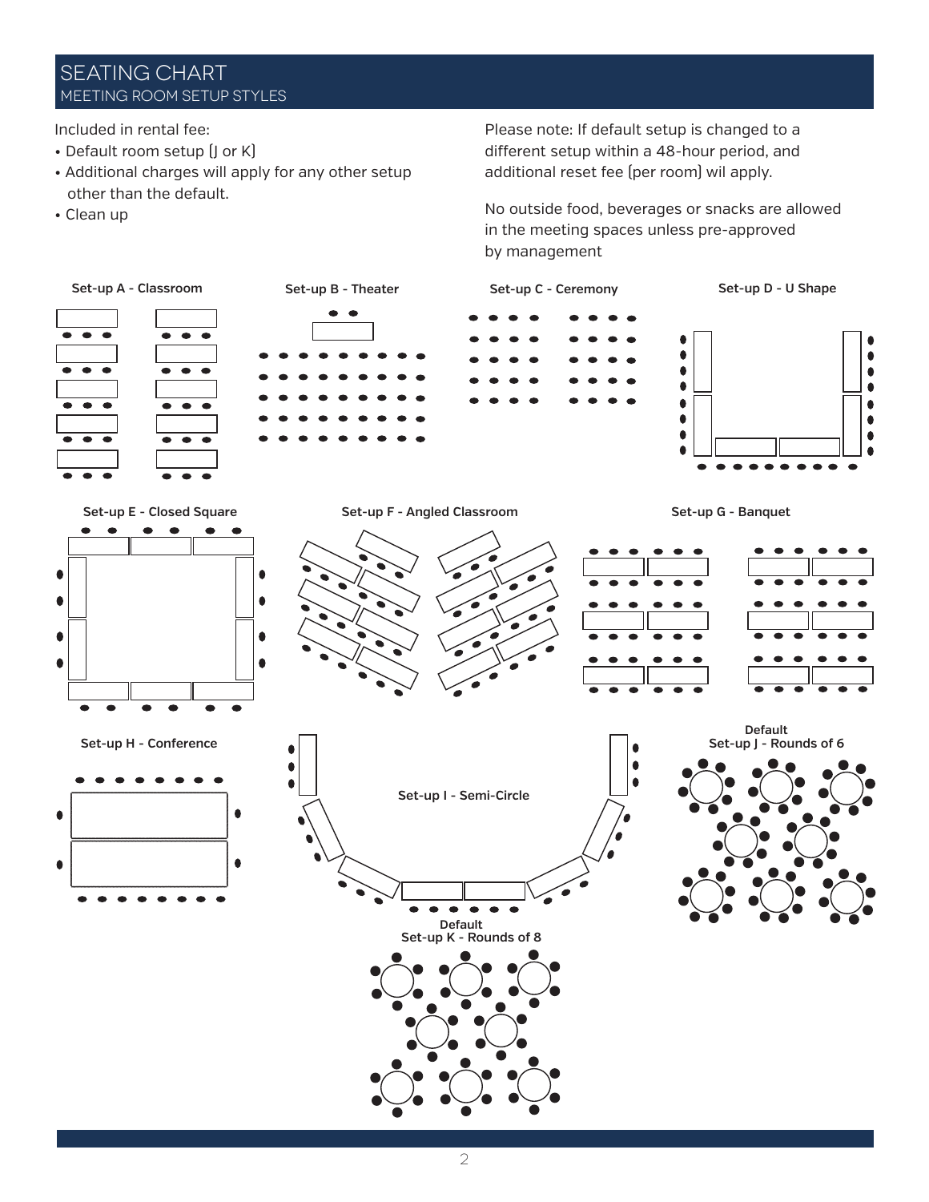# SEATING CHART

## MEETING ROOM SETUP STYLES

Included in rental fee:

- Default room setup (J or K)
- Additional charges will apply for any other setup other than the default.
- Clean up

Please note: If default setup is changed to a different setup within a 48-hour period, and additional reset fee (per room) wil apply.

No outside food, beverages or snacks are allowed in the meeting spaces unless pre-approved by management

**Set-up A - Classroom**

**Set-up B - Theater**

**Set-up C - Ceremony**

**Set-up D - U Shape**

**Set-up E - Closed Square**

**Set-up F - Angled Classroom**

**Set-up G - Banquet**

**Set-up H - Conference**

**Set-up I - Semi-Circle**

**Default Set-up J - Rounds of 6**

**Default Set-up K - Rounds of 8**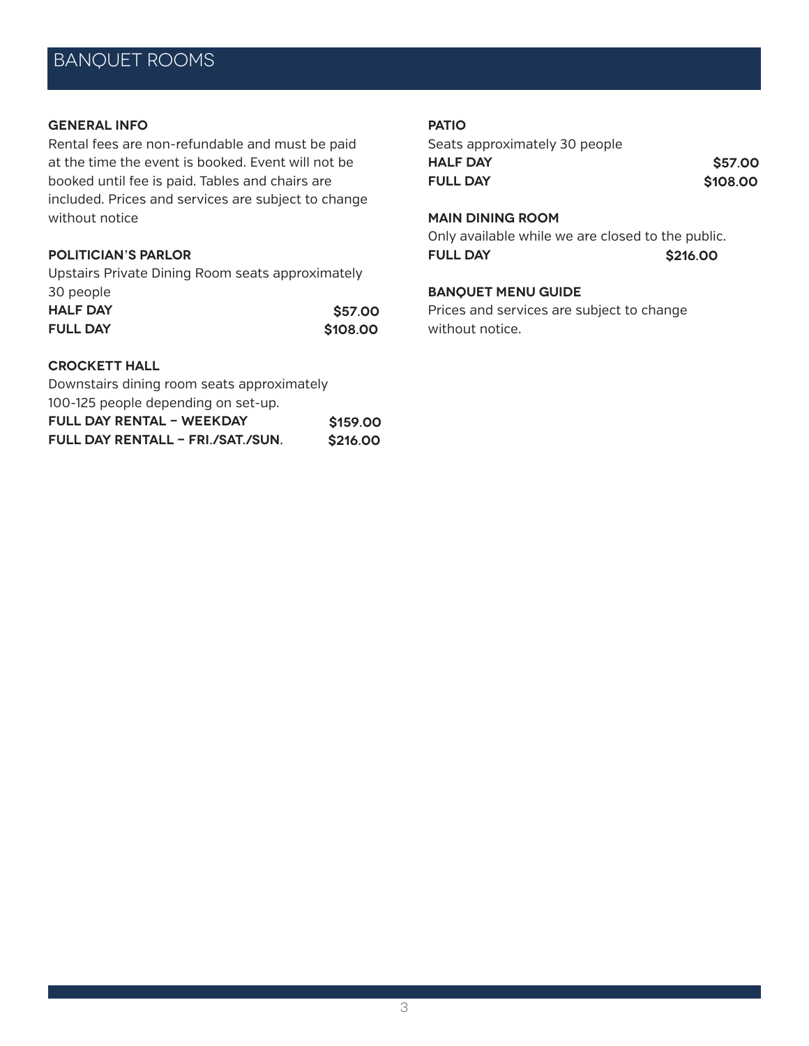# BANQUET ROOMS

### GENERAL INFO

Rental fees are non-refundable and must be paid at the time the event is booked. Event will not be booked until fee is paid. Tables and chairs are included. Prices and services are subject to change without notice

### POLITICIAN'S PARLOR

Upstairs Private Dining Room seats approximately 30 people

| | |
|---|---|
| **HALF DAY** | **$57.00** |
| **FULL DAY** | **$108.00** |

### CROCKETT HALL

Downstairs dining room seats approximately 100-125 people depending on set-up.

| | |
|---|---|
| **FULL DAY RENTAL – WEEKDAY** | **$159.00** |
| **FULL DAY RENTALL – FRI./SAT./SUN.** | **$216.00** |

### PATIO

Seats approximately 30 people

| | |
|---|---|
| **HALF DAY** | **$57.00** |
| **FULL DAY** | **$108.00** |

### MAIN DINING ROOM

Only available while we are closed to the public.

| | |
|---|---|
| **FULL DAY** | **$216.00** |

### BANQUET MENU GUIDE

Prices and services are subject to change without notice.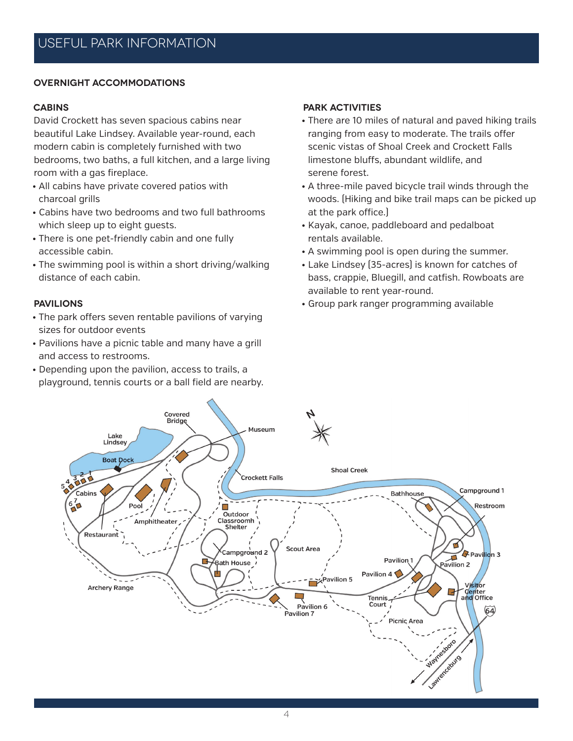# USEFUL PARK INFORMATION

## OVERNIGHT ACCOMMODATIONS

### CABINS

David Crockett has seven spacious cabins near beautiful Lake Lindsey. Available year-round, each modern cabin is completely furnished with two bedrooms, two baths, a full kitchen, and a large living room with a gas fireplace.

- All cabins have private covered patios with charcoal grills
- Cabins have two bedrooms and two full bathrooms which sleep up to eight guests.
- There is one pet-friendly cabin and one fully accessible cabin.
- The swimming pool is within a short driving/walking distance of each cabin.

### PAVILIONS

- The park offers seven rentable pavilions of varying sizes for outdoor events
- Pavilions have a picnic table and many have a grill and access to restrooms.
- Depending upon the pavilion, access to trails, a playground, tennis courts or a ball field are nearby.

### PARK ACTIVITIES

- There are 10 miles of natural and paved hiking trails ranging from easy to moderate. The trails offer scenic vistas of Shoal Creek and Crockett Falls limestone bluffs, abundant wildlife, and serene forest.
- A three-mile paved bicycle trail winds through the woods. (Hiking and bike trail maps can be picked up at the park office.)
- Kayak, canoe, paddleboard and pedalboat rentals available.
- A swimming pool is open during the summer.
- Lake Lindsey (35-acres) is known for catches of bass, crappie, Bluegill, and catfish. Rowboats are available to rent year-round.
- Group park ranger programming available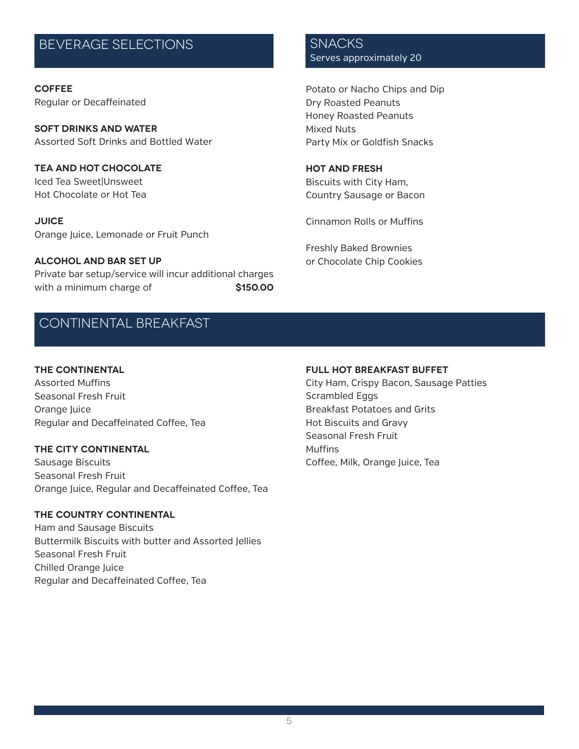## BEVERAGE SELECTIONS

**COFFEE**
Regular or Decaffeinated

**SOFT DRINKS AND WATER**
Assorted Soft Drinks and Bottled Water

**TEA AND HOT CHOCOLATE**
Iced Tea Sweet|Unsweet
Hot Chocolate or Hot Tea

**JUICE**
Orange Juice, Lemonade or Fruit Punch

**ALCOHOL AND BAR SET UP**
Private bar setup/service will incur additional charges with a minimum charge of **$150.00**

## SNACKS
Serves approximately 20

Potato or Nacho Chips and Dip
Dry Roasted Peanuts
Honey Roasted Peanuts
Mixed Nuts
Party Mix or Goldfish Snacks

**HOT AND FRESH**
Biscuits with City Ham,
Country Sausage or Bacon

Cinnamon Rolls or Muffins

Freshly Baked Brownies
or Chocolate Chip Cookies

## CONTINENTAL BREAKFAST

**THE CONTINENTAL**
Assorted Muffins
Seasonal Fresh Fruit
Orange Juice
Regular and Decaffeinated Coffee, Tea

**THE CITY CONTINENTAL**
Sausage Biscuits
Seasonal Fresh Fruit
Orange Juice, Regular and Decaffeinated Coffee, Tea

**THE COUNTRY CONTINENTAL**
Ham and Sausage Biscuits
Buttermilk Biscuits with butter and Assorted Jellies
Seasonal Fresh Fruit
Chilled Orange Juice
Regular and Decaffeinated Coffee, Tea

**FULL HOT BREAKFAST BUFFET**
City Ham, Crispy Bacon, Sausage Patties
Scrambled Eggs
Breakfast Potatoes and Grits
Hot Biscuits and Gravy
Seasonal Fresh Fruit
Muffins
Coffee, Milk, Orange Juice, Tea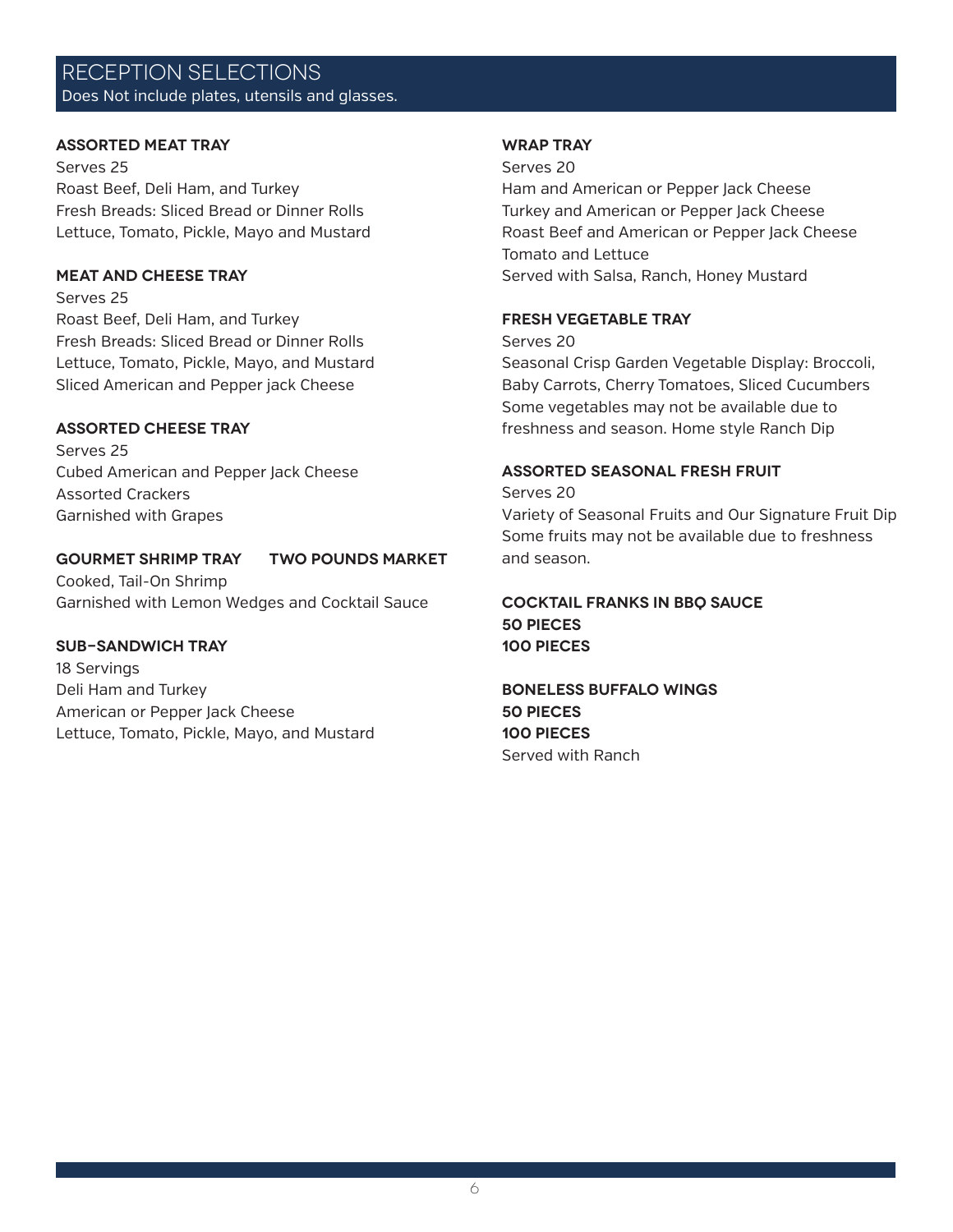## RECEPTION SELECTIONS

Does Not include plates, utensils and glasses.

**ASSORTED MEAT TRAY**

Serves 25
Roast Beef, Deli Ham, and Turkey
Fresh Breads: Sliced Bread or Dinner Rolls
Lettuce, Tomato, Pickle, Mayo and Mustard

**MEAT AND CHEESE TRAY**

Serves 25
Roast Beef, Deli Ham, and Turkey
Fresh Breads: Sliced Bread or Dinner Rolls
Lettuce, Tomato, Pickle, Mayo, and Mustard
Sliced American and Pepper jack Cheese

**ASSORTED CHEESE TRAY**

Serves 25
Cubed American and Pepper Jack Cheese
Assorted Crackers
Garnished with Grapes

**GOURMET SHRIMP TRAY TWO POUNDS MARKET**

Cooked, Tail-On Shrimp
Garnished with Lemon Wedges and Cocktail Sauce

**SUB-SANDWICH TRAY**

18 Servings
Deli Ham and Turkey
American or Pepper Jack Cheese
Lettuce, Tomato, Pickle, Mayo, and Mustard

**WRAP TRAY**

Serves 20
Ham and American or Pepper Jack Cheese
Turkey and American or Pepper Jack Cheese
Roast Beef and American or Pepper Jack Cheese
Tomato and Lettuce
Served with Salsa, Ranch, Honey Mustard

**FRESH VEGETABLE TRAY**

Serves 20
Seasonal Crisp Garden Vegetable Display: Broccoli, Baby Carrots, Cherry Tomatoes, Sliced Cucumbers
Some vegetables may not be available due to freshness and season. Home style Ranch Dip

**ASSORTED SEASONAL FRESH FRUIT**

Serves 20
Variety of Seasonal Fruits and Our Signature Fruit Dip
Some fruits may not be available due to freshness and season.

**COCKTAIL FRANKS IN BBQ SAUCE**
**50 PIECES**
**100 PIECES**

**BONELESS BUFFALO WINGS**
**50 PIECES**
**100 PIECES**
Served with Ranch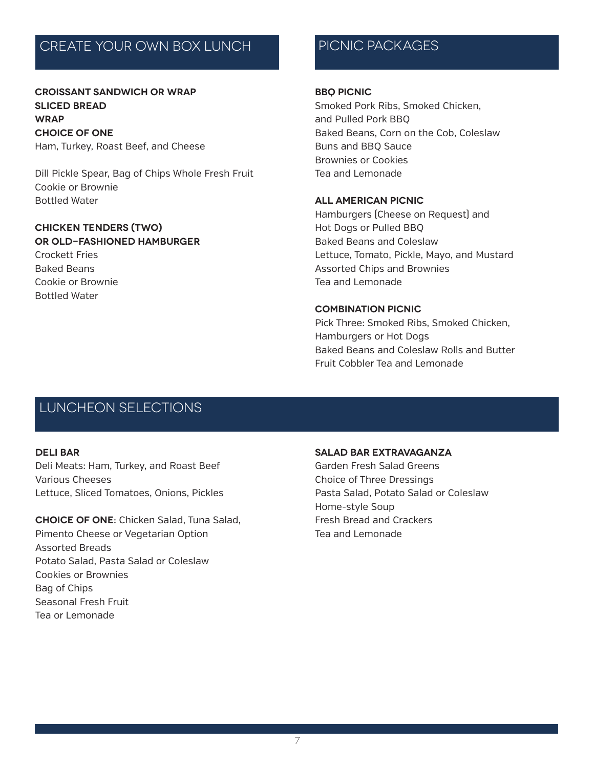## CREATE YOUR OWN BOX LUNCH

**CROISSANT SANDWICH OR WRAP**
**SLICED BREAD**
**WRAP**
**CHOICE OF ONE**
Ham, Turkey, Roast Beef, and Cheese

Dill Pickle Spear, Bag of Chips Whole Fresh Fruit
Cookie or Brownie
Bottled Water

**CHICKEN TENDERS (TWO)**
**OR OLD-FASHIONED HAMBURGER**
Crockett Fries
Baked Beans
Cookie or Brownie
Bottled Water

## PICNIC PACKAGES

**BBQ PICNIC**
Smoked Pork Ribs, Smoked Chicken,
and Pulled Pork BBQ
Baked Beans, Corn on the Cob, Coleslaw
Buns and BBQ Sauce
Brownies or Cookies
Tea and Lemonade

**ALL AMERICAN PICNIC**
Hamburgers (Cheese on Request) and
Hot Dogs or Pulled BBQ
Baked Beans and Coleslaw
Lettuce, Tomato, Pickle, Mayo, and Mustard
Assorted Chips and Brownies
Tea and Lemonade

**COMBINATION PICNIC**
Pick Three: Smoked Ribs, Smoked Chicken,
Hamburgers or Hot Dogs
Baked Beans and Coleslaw Rolls and Butter
Fruit Cobbler Tea and Lemonade

## LUNCHEON SELECTIONS

**DELI BAR**
Deli Meats: Ham, Turkey, and Roast Beef
Various Cheeses
Lettuce, Sliced Tomatoes, Onions, Pickles

**CHOICE OF ONE**: Chicken Salad, Tuna Salad,
Pimento Cheese or Vegetarian Option
Assorted Breads
Potato Salad, Pasta Salad or Coleslaw
Cookies or Brownies
Bag of Chips
Seasonal Fresh Fruit
Tea or Lemonade

**SALAD BAR EXTRAVAGANZA**
Garden Fresh Salad Greens
Choice of Three Dressings
Pasta Salad, Potato Salad or Coleslaw
Home-style Soup
Fresh Bread and Crackers
Tea and Lemonade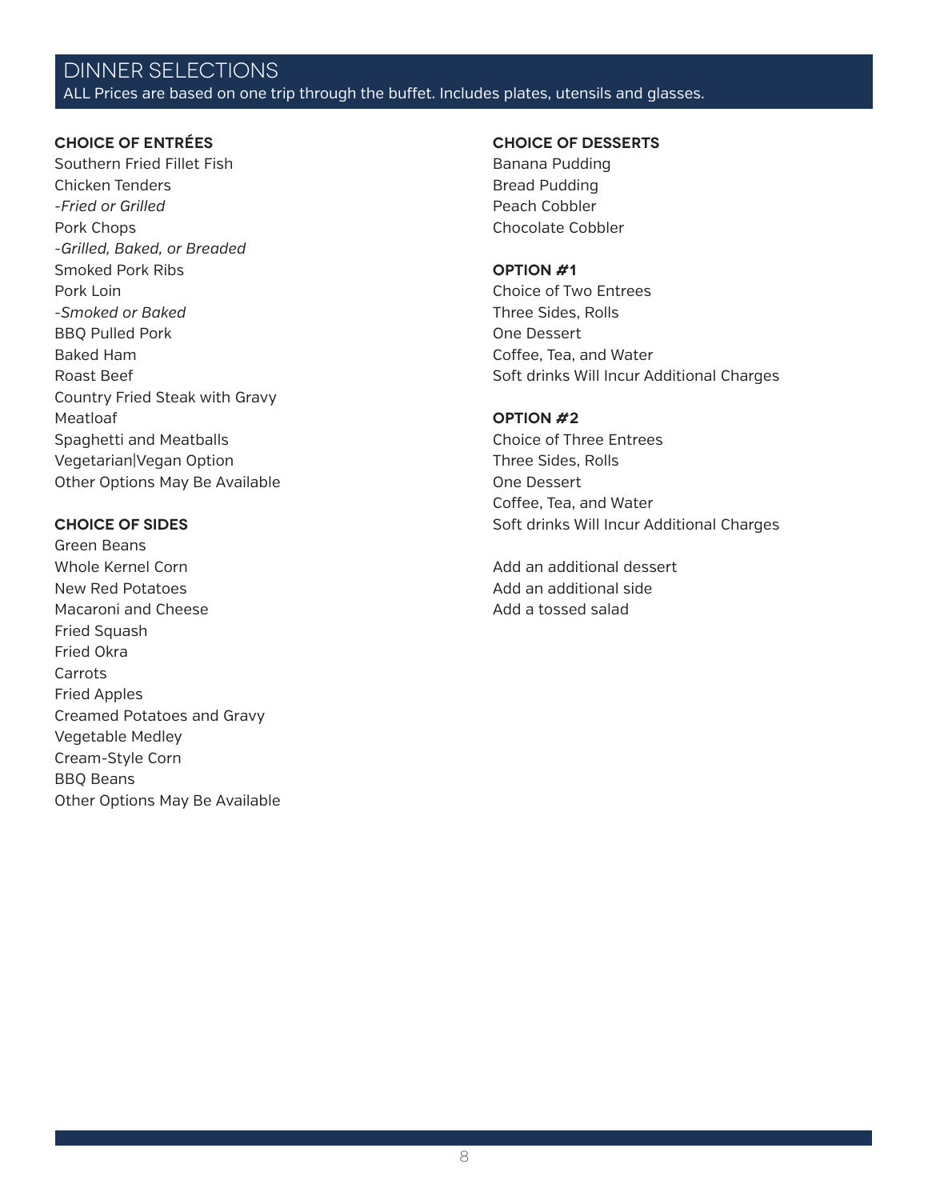## DINNER SELECTIONS

ALL Prices are based on one trip through the buffet. Includes plates, utensils and glasses.

**CHOICE OF ENTRÉES**

Southern Fried Fillet Fish
Chicken Tenders
*-Fried or Grilled*
Pork Chops
*-Grilled, Baked, or Breaded*
Smoked Pork Ribs
Pork Loin
*-Smoked or Baked*
BBQ Pulled Pork
Baked Ham
Roast Beef
Country Fried Steak with Gravy
Meatloaf
Spaghetti and Meatballs
Vegetarian|Vegan Option
Other Options May Be Available

**CHOICE OF SIDES**

Green Beans
Whole Kernel Corn
New Red Potatoes
Macaroni and Cheese
Fried Squash
Fried Okra
Carrots
Fried Apples
Creamed Potatoes and Gravy
Vegetable Medley
Cream-Style Corn
BBQ Beans
Other Options May Be Available

**CHOICE OF DESSERTS**

Banana Pudding
Bread Pudding
Peach Cobbler
Chocolate Cobbler

**OPTION #1**

Choice of Two Entrees
Three Sides, Rolls
One Dessert
Coffee, Tea, and Water
Soft drinks Will Incur Additional Charges

**OPTION #2**

Choice of Three Entrees
Three Sides, Rolls
One Dessert
Coffee, Tea, and Water
Soft drinks Will Incur Additional Charges

Add an additional dessert
Add an additional side
Add a tossed salad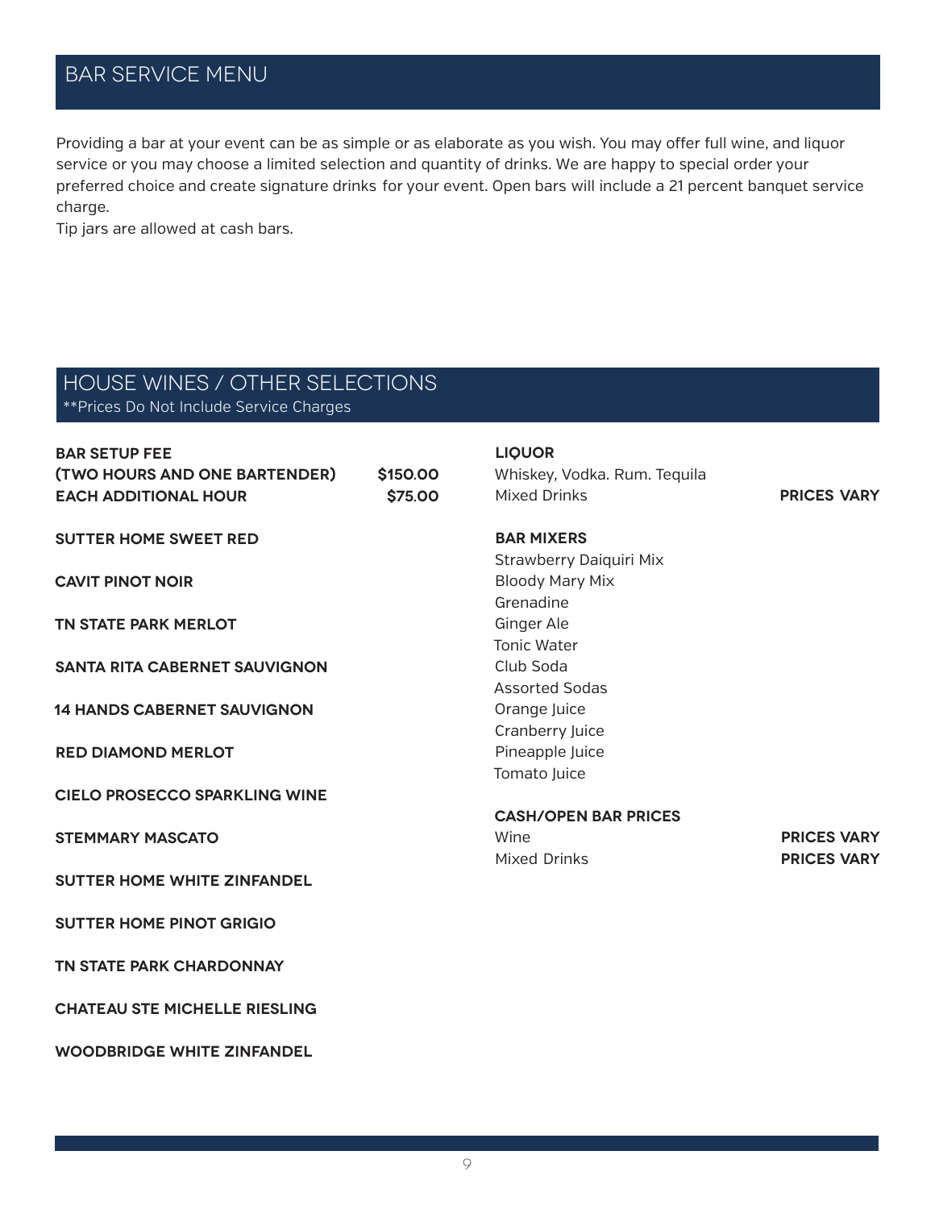## BAR SERVICE MENU

Providing a bar at your event can be as simple or as elaborate as you wish. You may offer full wine, and liquor service or you may choose a limited selection and quantity of drinks. We are happy to special order your preferred choice and create signature drinks for your event. Open bars will include a 21 percent banquet service charge.

Tip jars are allowed at cash bars.

## HOUSE WINES / OTHER SELECTIONS

**Prices Do Not Include Service Charges

| | |
|---|---|
| **BAR SETUP FEE (TWO HOURS AND ONE BARTENDER)** | **$150.00** |
| **EACH ADDITIONAL HOUR** | **$75.00** |

**SUTTER HOME SWEET RED**

**CAVIT PINOT NOIR**

**TN STATE PARK MERLOT**

**SANTA RITA CABERNET SAUVIGNON**

**14 HANDS CABERNET SAUVIGNON**

**RED DIAMOND MERLOT**

**CIELO PROSECCO SPARKLING WINE**

**STEMMARY MASCATO**

**SUTTER HOME WHITE ZINFANDEL**

**SUTTER HOME PINOT GRIGIO**

**TN STATE PARK CHARDONNAY**

**CHATEAU STE MICHELLE RIESLING**

**WOODBRIDGE WHITE ZINFANDEL**

**LIQUOR**

Whiskey, Vodka. Rum. Tequila

Mixed Drinks **PRICES VARY**

**BAR MIXERS**

- Strawberry Daiquiri Mix
- Bloody Mary Mix
- Grenadine
- Ginger Ale
- Tonic Water
- Club Soda
- Assorted Sodas
- Orange Juice
- Cranberry Juice
- Pineapple Juice
- Tomato Juice

**CASH/OPEN BAR PRICES**

| | |
|---|---|
| Wine | **PRICES VARY** |
| Mixed Drinks | **PRICES VARY** |